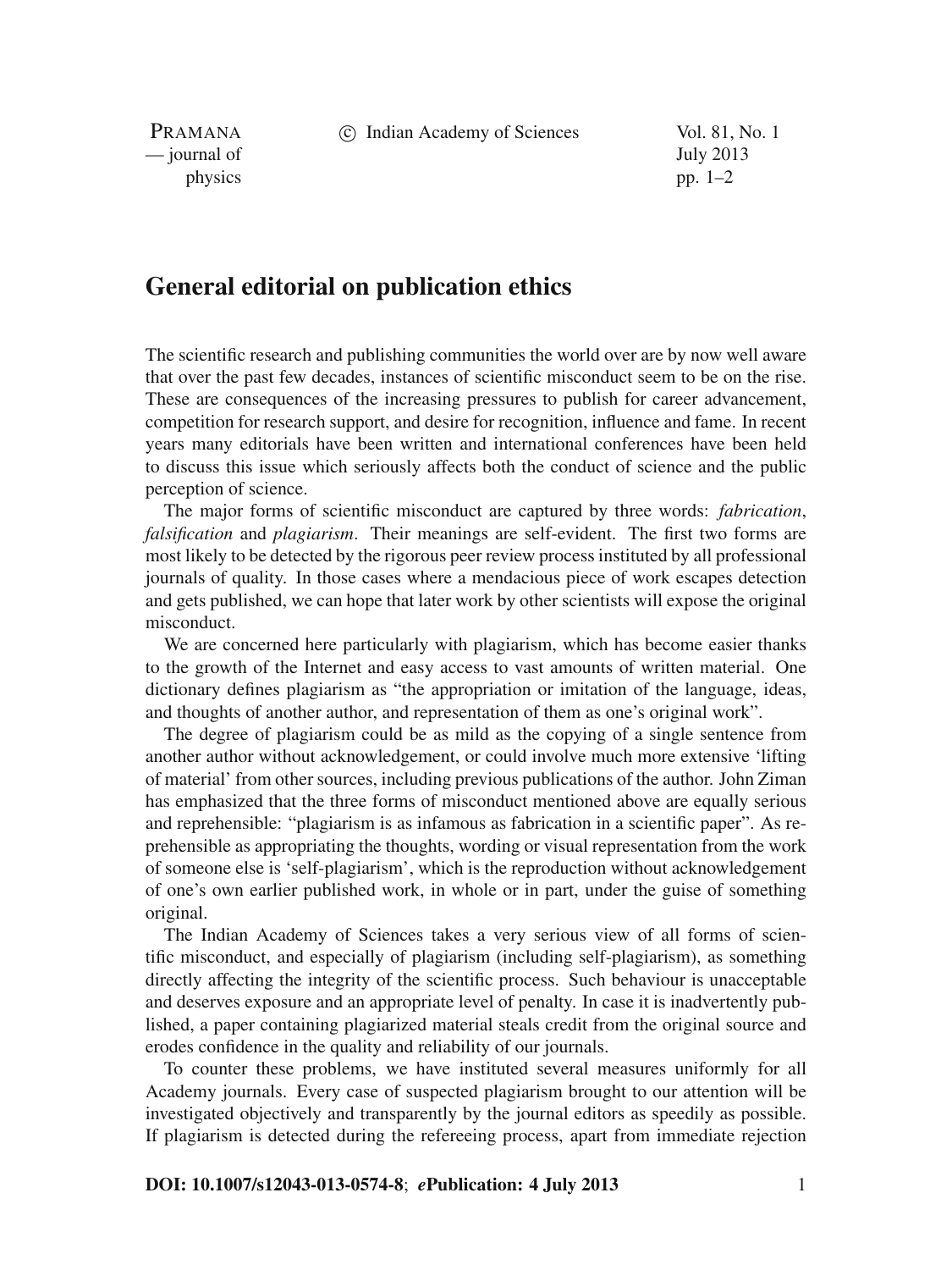# General editorial on publication ethics

The scientific research and publishing communities the world over are by now well aware that over the past few decades, instances of scientific misconduct seem to be on the rise. These are consequences of the increasing pressures to publish for career advancement, competition for research support, and desire for recognition, influence and fame. In recent years many editorials have been written and international conferences have been held to discuss this issue which seriously affects both the conduct of science and the public perception of science.

The major forms of scientific misconduct are captured by three words: *fabrication*, *falsification* and *plagiarism*. Their meanings are self-evident. The first two forms are most likely to be detected by the rigorous peer review process instituted by all professional journals of quality. In those cases where a mendacious piece of work escapes detection and gets published, we can hope that later work by other scientists will expose the original misconduct.

We are concerned here particularly with plagiarism, which has become easier thanks to the growth of the Internet and easy access to vast amounts of written material. One dictionary defines plagiarism as "the appropriation or imitation of the language, ideas, and thoughts of another author, and representation of them as one's original work".

The degree of plagiarism could be as mild as the copying of a single sentence from another author without acknowledgement, or could involve much more extensive 'lifting of material' from other sources, including previous publications of the author. John Ziman has emphasized that the three forms of misconduct mentioned above are equally serious and reprehensible: "plagiarism is as infamous as fabrication in a scientific paper". As reprehensible as appropriating the thoughts, wording or visual representation from the work of someone else is 'self-plagiarism', which is the reproduction without acknowledgement of one's own earlier published work, in whole or in part, under the guise of something original.

The Indian Academy of Sciences takes a very serious view of all forms of scientific misconduct, and especially of plagiarism (including self-plagiarism), as something directly affecting the integrity of the scientific process. Such behaviour is unacceptable and deserves exposure and an appropriate level of penalty. In case it is inadvertently published, a paper containing plagiarized material steals credit from the original source and erodes confidence in the quality and reliability of our journals.

To counter these problems, we have instituted several measures uniformly for all Academy journals. Every case of suspected plagiarism brought to our attention will be investigated objectively and transparently by the journal editors as speedily as possible. If plagiarism is detected during the refereeing process, apart from immediate rejection

**DOI: 10.1007/s12043-013-0574-8**; ***e*Publication: 4 July 2013**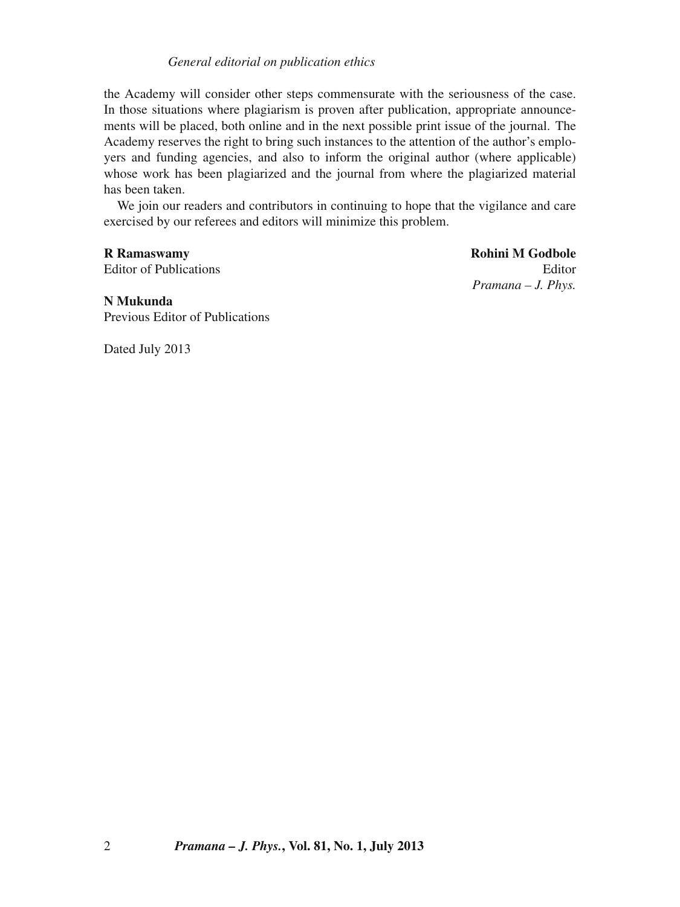the Academy will consider other steps commensurate with the seriousness of the case. In those situations where plagiarism is proven after publication, appropriate announcements will be placed, both online and in the next possible print issue of the journal. The Academy reserves the right to bring such instances to the attention of the author's employers and funding agencies, and also to inform the original author (where applicable) whose work has been plagiarized and the journal from where the plagiarized material has been taken.

We join our readers and contributors in continuing to hope that the vigilance and care exercised by our referees and editors will minimize this problem.

**R Ramaswamy**
Editor of Publications

**Rohini M Godbole**
Editor
*Pramana – J. Phys.*

**N Mukunda**
Previous Editor of Publications

Dated July 2013